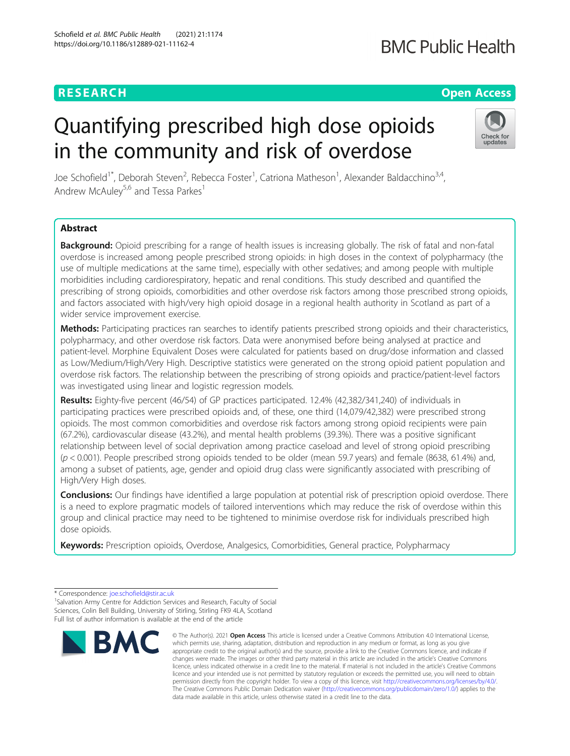# Quantifying prescribed high dose opioids in the community and risk of overdose

Joe Schofield[1*], Deborah Steven[2], Rebecca Foster[1], Catriona Matheson[1], Alexander Baldacchino[3,4], Andrew McAuley[5,6] and Tessa Parkes[1]

## Abstract

**Background:** Opioid prescribing for a range of health issues is increasing globally. The risk of fatal and non-fatal overdose is increased among people prescribed strong opioids: in high doses in the context of polypharmacy (the use of multiple medications at the same time), especially with other sedatives; and among people with multiple morbidities including cardiorespiratory, hepatic and renal conditions. This study described and quantified the prescribing of strong opioids, comorbidities and other overdose risk factors among those prescribed strong opioids, and factors associated with high/very high opioid dosage in a regional health authority in Scotland as part of a wider service improvement exercise.

**Methods:** Participating practices ran searches to identify patients prescribed strong opioids and their characteristics, polypharmacy, and other overdose risk factors. Data were anonymised before being analysed at practice and patient-level. Morphine Equivalent Doses were calculated for patients based on drug/dose information and classed as Low/Medium/High/Very High. Descriptive statistics were generated on the strong opioid patient population and overdose risk factors. The relationship between the prescribing of strong opioids and practice/patient-level factors was investigated using linear and logistic regression models.

**Results:** Eighty-five percent (46/54) of GP practices participated. 12.4% (42,382/341,240) of individuals in participating practices were prescribed opioids and, of these, one third (14,079/42,382) were prescribed strong opioids. The most common comorbidities and overdose risk factors among strong opioid recipients were pain (67.2%), cardiovascular disease (43.2%), and mental health problems (39.3%). There was a positive significant relationship between level of social deprivation among practice caseload and level of strong opioid prescribing ($p < 0.001$). People prescribed strong opioids tended to be older (mean 59.7 years) and female (8638, 61.4%) and, among a subset of patients, age, gender and opioid drug class were significantly associated with prescribing of High/Very High doses.

**Conclusions:** Our findings have identified a large population at potential risk of prescription opioid overdose. There is a need to explore pragmatic models of tailored interventions which may reduce the risk of overdose within this group and clinical practice may need to be tightened to minimise overdose risk for individuals prescribed high dose opioids.

**Keywords:** Prescription opioids, Overdose, Analgesics, Comorbidities, General practice, Polypharmacy

\* Correspondence: joe.schofield@stir.ac.uk
[1]Salvation Army Centre for Addiction Services and Research, Faculty of Social Sciences, Colin Bell Building, University of Stirling, Stirling FK9 4LA, Scotland
Full list of author information is available at the end of the article

© The Author(s). 2021 **Open Access** This article is licensed under a Creative Commons Attribution 4.0 International License, which permits use, sharing, adaptation, distribution and reproduction in any medium or format, as long as you give appropriate credit to the original author(s) and the source, provide a link to the Creative Commons licence, and indicate if changes were made. The images or other third party material in this article are included in the article's Creative Commons licence, unless indicated otherwise in a credit line to the material. If material is not included in the article's Creative Commons licence and your intended use is not permitted by statutory regulation or exceeds the permitted use, you will need to obtain permission directly from the copyright holder. To view a copy of this licence, visit http://creativecommons.org/licenses/by/4.0/. The Creative Commons Public Domain Dedication waiver (http://creativecommons.org/publicdomain/zero/1.0/) applies to the data made available in this article, unless otherwise stated in a credit line to the data.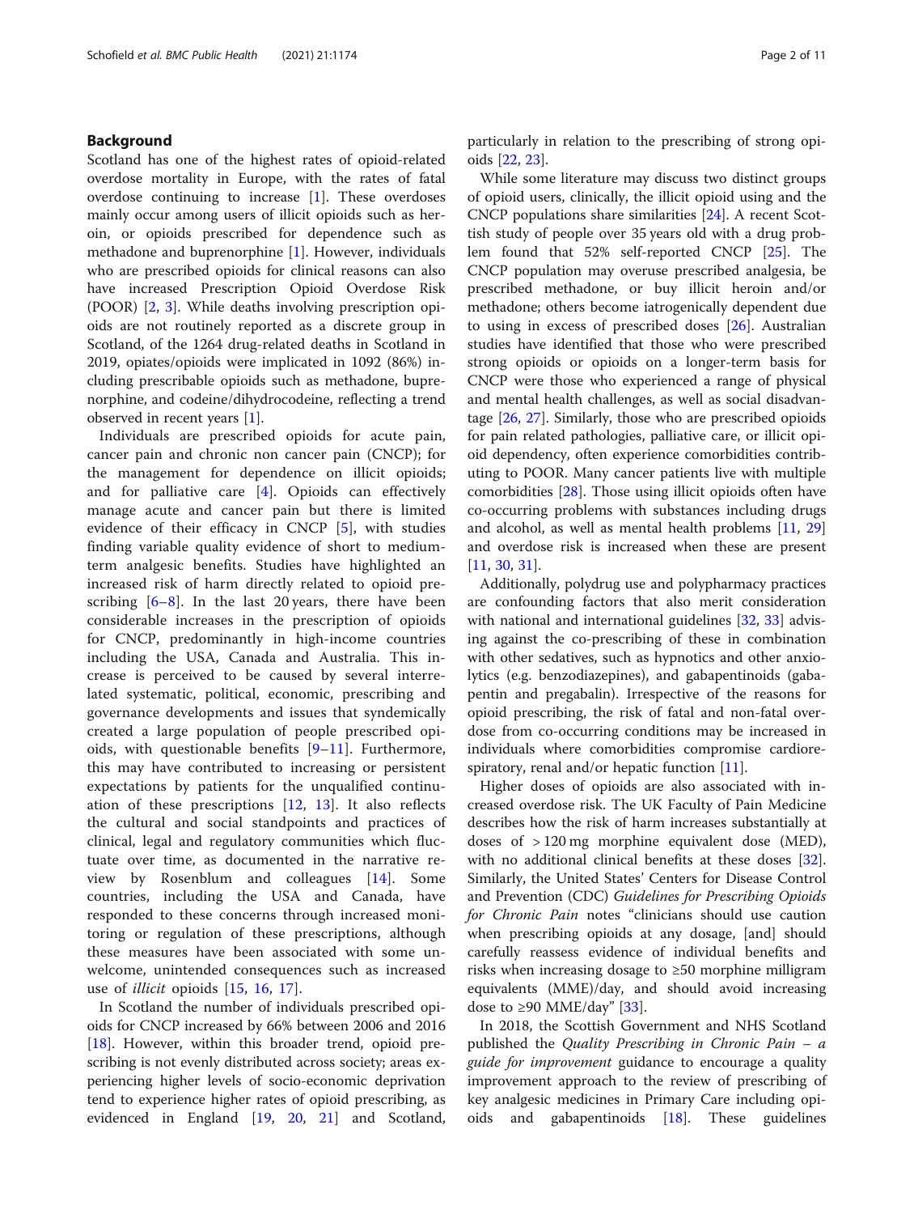## Background

Scotland has one of the highest rates of opioid-related overdose mortality in Europe, with the rates of fatal overdose continuing to increase [1]. These overdoses mainly occur among users of illicit opioids such as heroin, or opioids prescribed for dependence such as methadone and buprenorphine [1]. However, individuals who are prescribed opioids for clinical reasons can also have increased Prescription Opioid Overdose Risk (POOR) [2, 3]. While deaths involving prescription opioids are not routinely reported as a discrete group in Scotland, of the 1264 drug-related deaths in Scotland in 2019, opiates/opioids were implicated in 1092 (86%) including prescribable opioids such as methadone, buprenorphine, and codeine/dihydrocodeine, reflecting a trend observed in recent years [1].

Individuals are prescribed opioids for acute pain, cancer pain and chronic non cancer pain (CNCP); for the management for dependence on illicit opioids; and for palliative care [4]. Opioids can effectively manage acute and cancer pain but there is limited evidence of their efficacy in CNCP [5], with studies finding variable quality evidence of short to medium-term analgesic benefits. Studies have highlighted an increased risk of harm directly related to opioid prescribing [6–8]. In the last 20 years, there have been considerable increases in the prescription of opioids for CNCP, predominantly in high-income countries including the USA, Canada and Australia. This increase is perceived to be caused by several interrelated systematic, political, economic, prescribing and governance developments and issues that syndemically created a large population of people prescribed opioids, with questionable benefits [9–11]. Furthermore, this may have contributed to increasing or persistent expectations by patients for the unqualified continuation of these prescriptions [12, 13]. It also reflects the cultural and social standpoints and practices of clinical, legal and regulatory communities which fluctuate over time, as documented in the narrative review by Rosenblum and colleagues [14]. Some countries, including the USA and Canada, have responded to these concerns through increased monitoring or regulation of these prescriptions, although these measures have been associated with some unwelcome, unintended consequences such as increased use of *illicit* opioids [15, 16, 17].

In Scotland the number of individuals prescribed opioids for CNCP increased by 66% between 2006 and 2016 [18]. However, within this broader trend, opioid prescribing is not evenly distributed across society; areas experiencing higher levels of socio-economic deprivation tend to experience higher rates of opioid prescribing, as evidenced in England [19, 20, 21] and Scotland, particularly in relation to the prescribing of strong opioids [22, 23].

While some literature may discuss two distinct groups of opioid users, clinically, the illicit opioid using and the CNCP populations share similarities [24]. A recent Scottish study of people over 35 years old with a drug problem found that 52% self-reported CNCP [25]. The CNCP population may overuse prescribed analgesia, be prescribed methadone, or buy illicit heroin and/or methadone; others become iatrogenically dependent due to using in excess of prescribed doses [26]. Australian studies have identified that those who were prescribed strong opioids or opioids on a longer-term basis for CNCP were those who experienced a range of physical and mental health challenges, as well as social disadvantage [26, 27]. Similarly, those who are prescribed opioids for pain related pathologies, palliative care, or illicit opioid dependency, often experience comorbidities contributing to POOR. Many cancer patients live with multiple comorbidities [28]. Those using illicit opioids often have co-occurring problems with substances including drugs and alcohol, as well as mental health problems [11, 29] and overdose risk is increased when these are present [11, 30, 31].

Additionally, polydrug use and polypharmacy practices are confounding factors that also merit consideration with national and international guidelines [32, 33] advising against the co-prescribing of these in combination with other sedatives, such as hypnotics and other anxiolytics (e.g. benzodiazepines), and gabapentinoids (gabapentin and pregabalin). Irrespective of the reasons for opioid prescribing, the risk of fatal and non-fatal overdose from co-occurring conditions may be increased in individuals where comorbidities compromise cardiorespiratory, renal and/or hepatic function [11].

Higher doses of opioids are also associated with increased overdose risk. The UK Faculty of Pain Medicine describes how the risk of harm increases substantially at doses of > 120 mg morphine equivalent dose (MED), with no additional clinical benefits at these doses [32]. Similarly, the United States' Centers for Disease Control and Prevention (CDC) *Guidelines for Prescribing Opioids for Chronic Pain* notes "clinicians should use caution when prescribing opioids at any dosage, [and] should carefully reassess evidence of individual benefits and risks when increasing dosage to ≥50 morphine milligram equivalents (MME)/day, and should avoid increasing dose to ≥90 MME/day" [33].

In 2018, the Scottish Government and NHS Scotland published the *Quality Prescribing in Chronic Pain – a guide for improvement* guidance to encourage a quality improvement approach to the review of prescribing of key analgesic medicines in Primary Care including opioids and gabapentinoids [18]. These guidelines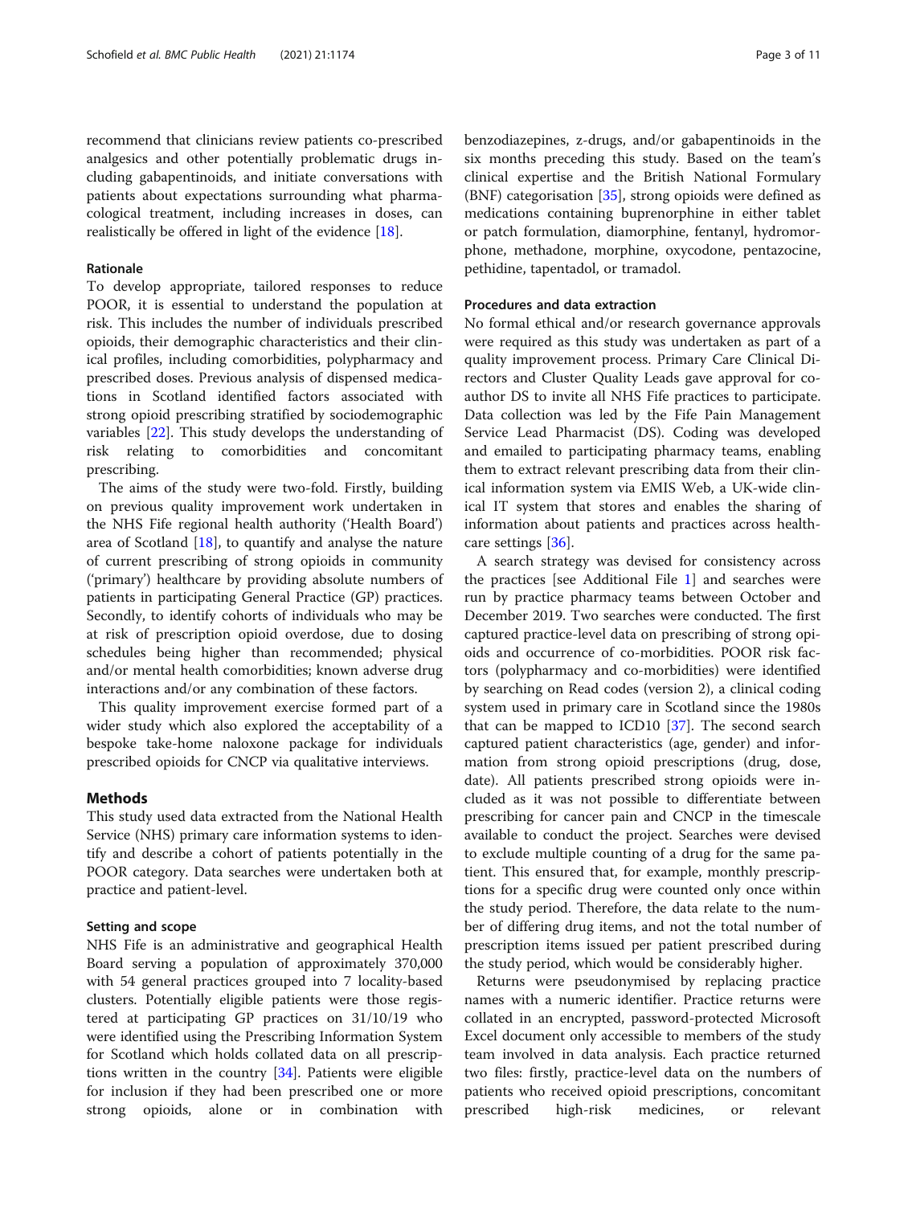recommend that clinicians review patients co-prescribed analgesics and other potentially problematic drugs including gabapentinoids, and initiate conversations with patients about expectations surrounding what pharmacological treatment, including increases in doses, can realistically be offered in light of the evidence [18].

### Rationale

To develop appropriate, tailored responses to reduce POOR, it is essential to understand the population at risk. This includes the number of individuals prescribed opioids, their demographic characteristics and their clinical profiles, including comorbidities, polypharmacy and prescribed doses. Previous analysis of dispensed medications in Scotland identified factors associated with strong opioid prescribing stratified by sociodemographic variables [22]. This study develops the understanding of risk relating to comorbidities and concomitant prescribing.

The aims of the study were two-fold. Firstly, building on previous quality improvement work undertaken in the NHS Fife regional health authority ('Health Board') area of Scotland [18], to quantify and analyse the nature of current prescribing of strong opioids in community ('primary') healthcare by providing absolute numbers of patients in participating General Practice (GP) practices. Secondly, to identify cohorts of individuals who may be at risk of prescription opioid overdose, due to dosing schedules being higher than recommended; physical and/or mental health comorbidities; known adverse drug interactions and/or any combination of these factors.

This quality improvement exercise formed part of a wider study which also explored the acceptability of a bespoke take-home naloxone package for individuals prescribed opioids for CNCP via qualitative interviews.

## Methods

This study used data extracted from the National Health Service (NHS) primary care information systems to identify and describe a cohort of patients potentially in the POOR category. Data searches were undertaken both at practice and patient-level.

### Setting and scope

NHS Fife is an administrative and geographical Health Board serving a population of approximately 370,000 with 54 general practices grouped into 7 locality-based clusters. Potentially eligible patients were those registered at participating GP practices on 31/10/19 who were identified using the Prescribing Information System for Scotland which holds collated data on all prescriptions written in the country [34]. Patients were eligible for inclusion if they had been prescribed one or more strong opioids, alone or in combination with benzodiazepines, z-drugs, and/or gabapentinoids in the six months preceding this study. Based on the team's clinical expertise and the British National Formulary (BNF) categorisation [35], strong opioids were defined as medications containing buprenorphine in either tablet or patch formulation, diamorphine, fentanyl, hydromorphone, methadone, morphine, oxycodone, pentazocine, pethidine, tapentadol, or tramadol.

### Procedures and data extraction

No formal ethical and/or research governance approvals were required as this study was undertaken as part of a quality improvement process. Primary Care Clinical Directors and Cluster Quality Leads gave approval for co-author DS to invite all NHS Fife practices to participate. Data collection was led by the Fife Pain Management Service Lead Pharmacist (DS). Coding was developed and emailed to participating pharmacy teams, enabling them to extract relevant prescribing data from their clinical information system via EMIS Web, a UK-wide clinical IT system that stores and enables the sharing of information about patients and practices across healthcare settings [36].

A search strategy was devised for consistency across the practices [see Additional File 1] and searches were run by practice pharmacy teams between October and December 2019. Two searches were conducted. The first captured practice-level data on prescribing of strong opioids and occurrence of co-morbidities. POOR risk factors (polypharmacy and co-morbidities) were identified by searching on Read codes (version 2), a clinical coding system used in primary care in Scotland since the 1980s that can be mapped to ICD10 [37]. The second search captured patient characteristics (age, gender) and information from strong opioid prescriptions (drug, dose, date). All patients prescribed strong opioids were included as it was not possible to differentiate between prescribing for cancer pain and CNCP in the timescale available to conduct the project. Searches were devised to exclude multiple counting of a drug for the same patient. This ensured that, for example, monthly prescriptions for a specific drug were counted only once within the study period. Therefore, the data relate to the number of differing drug items, and not the total number of prescription items issued per patient prescribed during the study period, which would be considerably higher.

Returns were pseudonymised by replacing practice names with a numeric identifier. Practice returns were collated in an encrypted, password-protected Microsoft Excel document only accessible to members of the study team involved in data analysis. Each practice returned two files: firstly, practice-level data on the numbers of patients who received opioid prescriptions, concomitant prescribed high-risk medicines, or relevant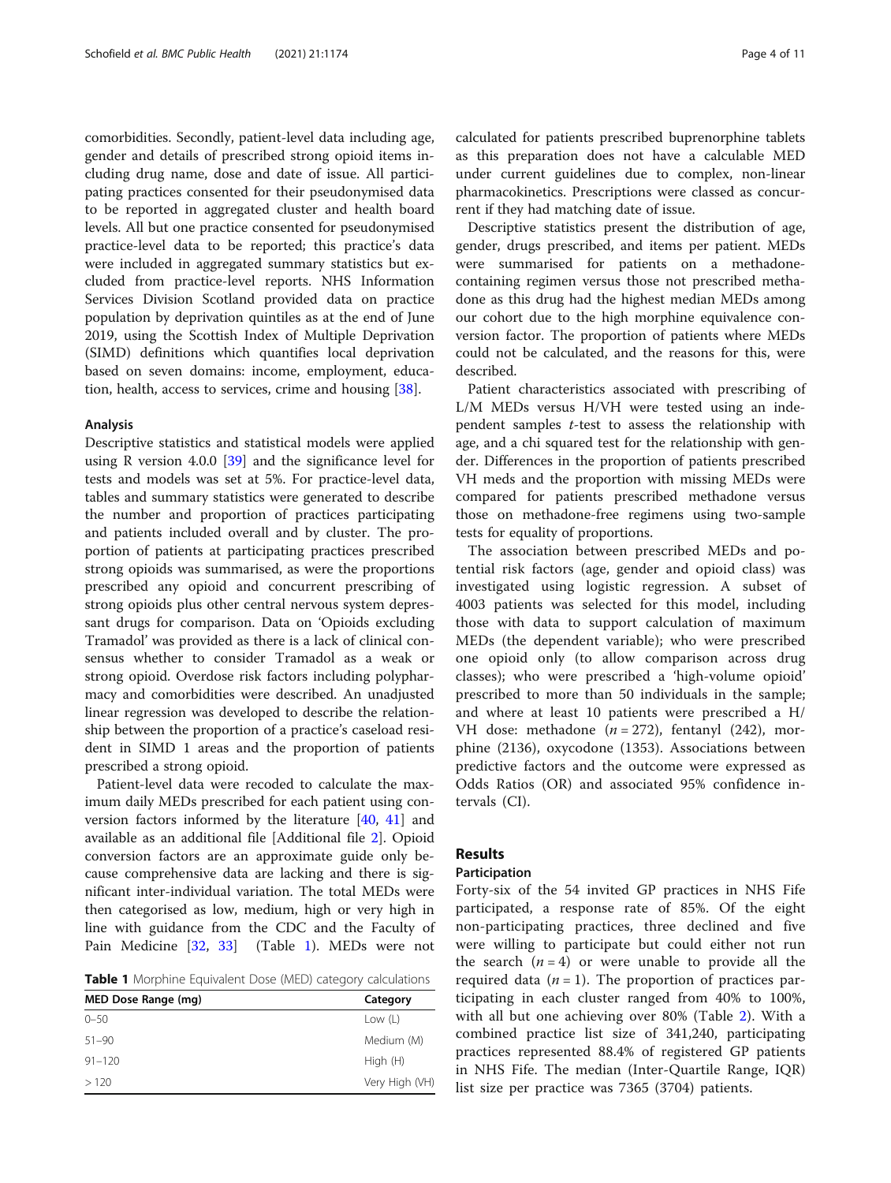comorbidities. Secondly, patient-level data including age, gender and details of prescribed strong opioid items including drug name, dose and date of issue. All participating practices consented for their pseudonymised data to be reported in aggregated cluster and health board levels. All but one practice consented for pseudonymised practice-level data to be reported; this practice's data were included in aggregated summary statistics but excluded from practice-level reports. NHS Information Services Division Scotland provided data on practice population by deprivation quintiles as at the end of June 2019, using the Scottish Index of Multiple Deprivation (SIMD) definitions which quantifies local deprivation based on seven domains: income, employment, education, health, access to services, crime and housing [38].

### Analysis

Descriptive statistics and statistical models were applied using R version 4.0.0 [39] and the significance level for tests and models was set at 5%. For practice-level data, tables and summary statistics were generated to describe the number and proportion of practices participating and patients included overall and by cluster. The proportion of patients at participating practices prescribed strong opioids was summarised, as were the proportions prescribed any opioid and concurrent prescribing of strong opioids plus other central nervous system depressant drugs for comparison. Data on 'Opioids excluding Tramadol' was provided as there is a lack of clinical consensus whether to consider Tramadol as a weak or strong opioid. Overdose risk factors including polypharmacy and comorbidities were described. An unadjusted linear regression was developed to describe the relationship between the proportion of a practice's caseload resident in SIMD 1 areas and the proportion of patients prescribed a strong opioid.

Patient-level data were recoded to calculate the maximum daily MEDs prescribed for each patient using conversion factors informed by the literature [40, 41] and available as an additional file [Additional file 2]. Opioid conversion factors are an approximate guide only because comprehensive data are lacking and there is significant inter-individual variation. The total MEDs were then categorised as low, medium, high or very high in line with guidance from the CDC and the Faculty of Pain Medicine [32, 33] (Table 1). MEDs were not calculated for patients prescribed buprenorphine tablets as this preparation does not have a calculable MED under current guidelines due to complex, non-linear pharmacokinetics. Prescriptions were classed as concurrent if they had matching date of issue.

**Table 1** Morphine Equivalent Dose (MED) category calculations

| MED Dose Range (mg) | Category |
|---|---|
| 0–50 | Low (L) |
| 51–90 | Medium (M) |
| 91–120 | High (H) |
| > 120 | Very High (VH) |

Descriptive statistics present the distribution of age, gender, drugs prescribed, and items per patient. MEDs were summarised for patients on a methadone-containing regimen versus those not prescribed methadone as this drug had the highest median MEDs among our cohort due to the high morphine equivalence conversion factor. The proportion of patients where MEDs could not be calculated, and the reasons for this, were described.

Patient characteristics associated with prescribing of L/M MEDs versus H/VH were tested using an independent samples *t*-test to assess the relationship with age, and a chi squared test for the relationship with gender. Differences in the proportion of patients prescribed VH meds and the proportion with missing MEDs were compared for patients prescribed methadone versus those on methadone-free regimens using two-sample tests for equality of proportions.

The association between prescribed MEDs and potential risk factors (age, gender and opioid class) was investigated using logistic regression. A subset of 4003 patients was selected for this model, including those with data to support calculation of maximum MEDs (the dependent variable); who were prescribed one opioid only (to allow comparison across drug classes); who were prescribed a 'high-volume opioid' prescribed to more than 50 individuals in the sample; and where at least 10 patients were prescribed a H/VH dose: methadone ($n = 272$), fentanyl (242), morphine (2136), oxycodone (1353). Associations between predictive factors and the outcome were expressed as Odds Ratios (OR) and associated 95% confidence intervals (CI).

## Results

### Participation

Forty-six of the 54 invited GP practices in NHS Fife participated, a response rate of 85%. Of the eight non-participating practices, three declined and five were willing to participate but could either not run the search ($n = 4$) or were unable to provide all the required data ($n = 1$). The proportion of practices participating in each cluster ranged from 40% to 100%, with all but one achieving over 80% (Table 2). With a combined practice list size of 341,240, participating practices represented 88.4% of registered GP patients in NHS Fife. The median (Inter-Quartile Range, IQR) list size per practice was 7365 (3704) patients.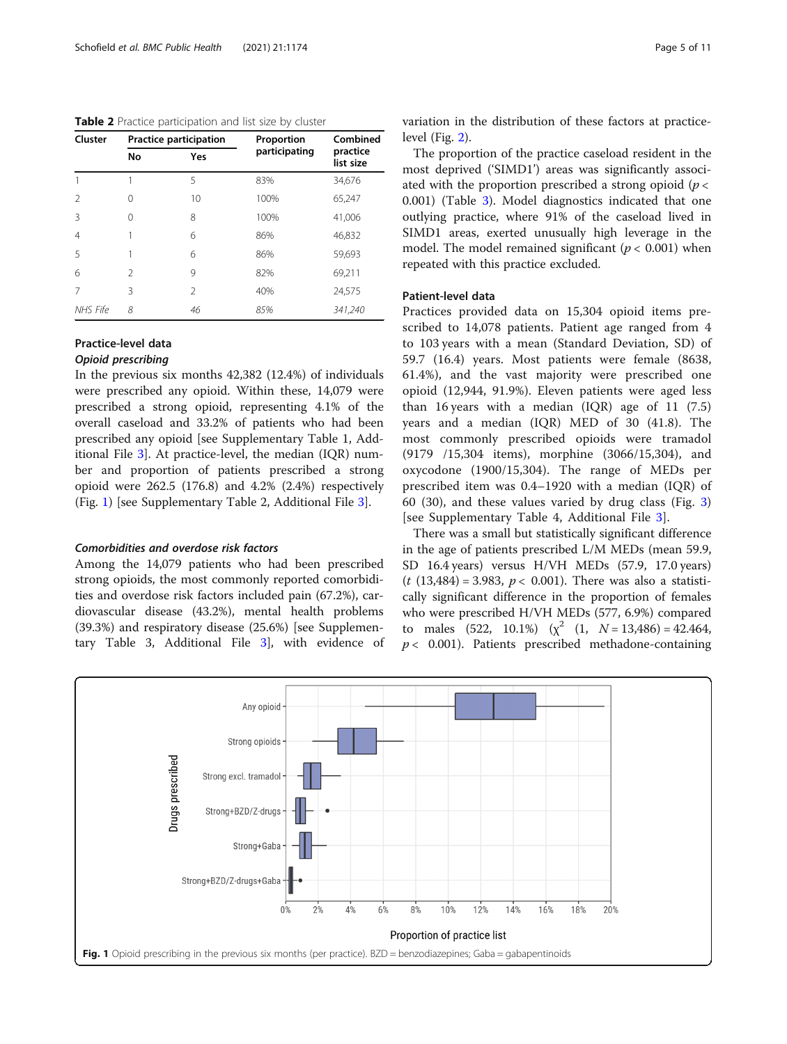**Table 2** Practice participation and list size by cluster

| Cluster | Practice participation | | Proportion participating | Combined practice list size |
|---|---|---|---|---|
| | No | Yes | | |
| 1 | 1 | 5 | 83% | 34,676 |
| 2 | 0 | 10 | 100% | 65,247 |
| 3 | 0 | 8 | 100% | 41,006 |
| 4 | 1 | 6 | 86% | 46,832 |
| 5 | 1 | 6 | 86% | 59,693 |
| 6 | 2 | 9 | 82% | 69,211 |
| 7 | 3 | 2 | 40% | 24,575 |
| *NHS Fife* | *8* | *46* | *85%* | *341,240* |

## Practice-level data

### *Opioid prescribing*

In the previous six months 42,382 (12.4%) of individuals were prescribed any opioid. Within these, 14,079 were prescribed a strong opioid, representing 4.1% of the overall caseload and 33.2% of patients who had been prescribed any opioid [see Supplementary Table 1, Additional File 3]. At practice-level, the median (IQR) number and proportion of patients prescribed a strong opioid were 262.5 (176.8) and 4.2% (2.4%) respectively (Fig. 1) [see Supplementary Table 2, Additional File 3].

### *Comorbidities and overdose risk factors*

Among the 14,079 patients who had been prescribed strong opioids, the most commonly reported comorbidities and overdose risk factors included pain (67.2%), cardiovascular disease (43.2%), mental health problems (39.3%) and respiratory disease (25.6%) [see Supplementary Table 3, Additional File 3], with evidence of variation in the distribution of these factors at practice-level (Fig. 2).

The proportion of the practice caseload resident in the most deprived ('SIMD1') areas was significantly associated with the proportion prescribed a strong opioid ($p < 0.001$) (Table 3). Model diagnostics indicated that one outlying practice, where 91% of the caseload lived in SIMD1 areas, exerted unusually high leverage in the model. The model remained significant ($p < 0.001$) when repeated with this practice excluded.

## Patient-level data

Practices provided data on 15,304 opioid items prescribed to 14,078 patients. Patient age ranged from 4 to 103 years with a mean (Standard Deviation, SD) of 59.7 (16.4) years. Most patients were female (8638, 61.4%), and the vast majority were prescribed one opioid (12,944, 91.9%). Eleven patients were aged less than 16 years with a median (IQR) age of 11 (7.5) years and a median (IQR) MED of 30 (41.8). The most commonly prescribed opioids were tramadol (9179 /15,304 items), morphine (3066/15,304), and oxycodone (1900/15,304). The range of MEDs per prescribed item was 0.4–1920 with a median (IQR) of 60 (30), and these values varied by drug class (Fig. 3) [see Supplementary Table 4, Additional File 3].

There was a small but statistically significant difference in the age of patients prescribed L/M MEDs (mean 59.9, SD 16.4 years) versus H/VH MEDs (57.9, 17.0 years) ($t$ (13,484) = 3.983, $p < 0.001$). There was also a statistically significant difference in the proportion of females who were prescribed H/VH MEDs (577, 6.9%) compared to males (522, 10.1%) ($\chi^2$ (1, $N$ = 13,486) = 42.464, $p < 0.001$). Patients prescribed methadone-containing

**Fig. 1** Opioid prescribing in the previous six months (per practice). BZD = benzodiazepines; Gaba = gabapentinoids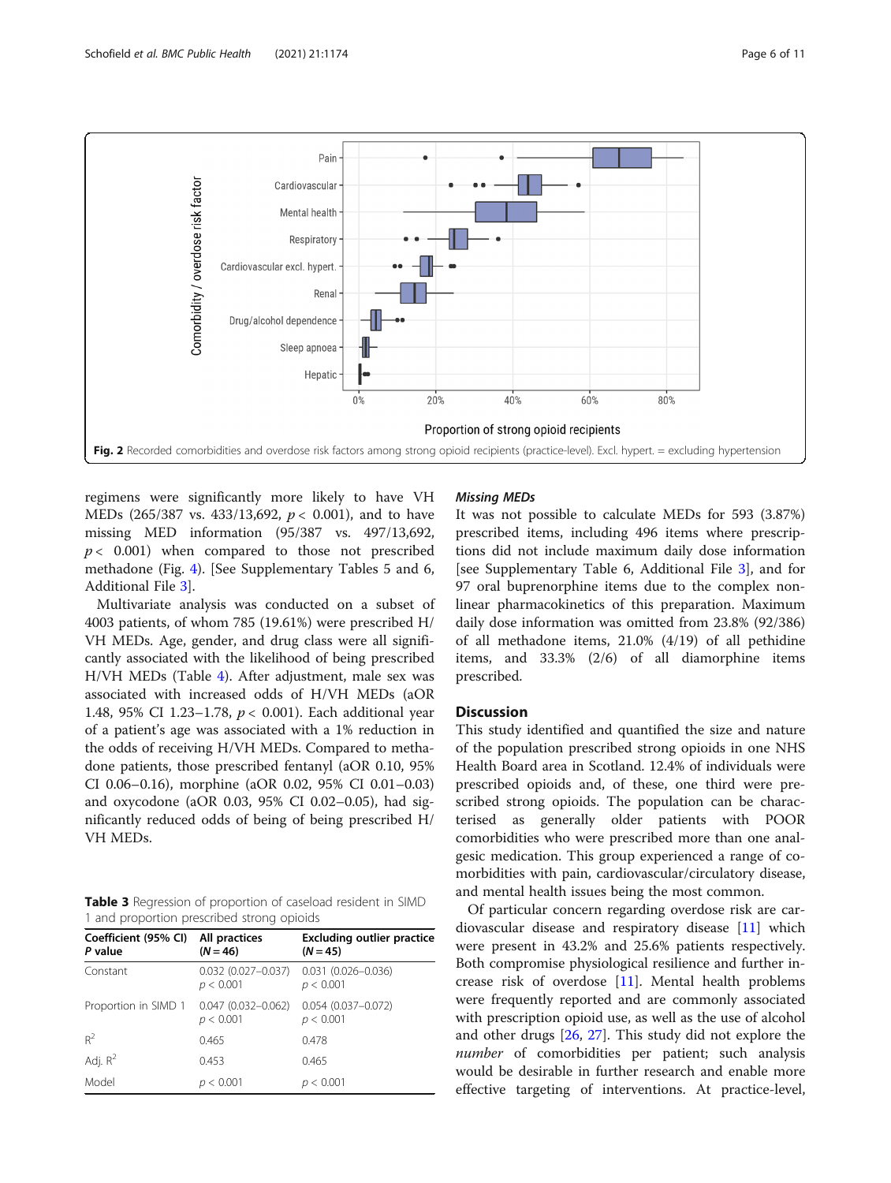Fig. 2 Recorded comorbidities and overdose risk factors among strong opioid recipients (practice-level). Excl. hypert. = excluding hypertension

regimens were significantly more likely to have VH MEDs (265/387 vs. 433/13,692, $p < 0.001$), and to have missing MED information (95/387 vs. 497/13,692, $p < 0.001$) when compared to those not prescribed methadone (Fig. 4). [See Supplementary Tables 5 and 6, Additional File 3].

Multivariate analysis was conducted on a subset of 4003 patients, of whom 785 (19.61%) were prescribed H/VH MEDs. Age, gender, and drug class were all significantly associated with the likelihood of being prescribed H/VH MEDs (Table 4). After adjustment, male sex was associated with increased odds of H/VH MEDs (aOR 1.48, 95% CI 1.23–1.78, $p < 0.001$). Each additional year of a patient's age was associated with a 1% reduction in the odds of receiving H/VH MEDs. Compared to methadone patients, those prescribed fentanyl (aOR 0.10, 95% CI 0.06–0.16), morphine (aOR 0.02, 95% CI 0.01–0.03) and oxycodone (aOR 0.03, 95% CI 0.02–0.05), had significantly reduced odds of being of being prescribed H/VH MEDs.

**Table 3** Regression of proportion of caseload resident in SIMD 1 and proportion prescribed strong opioids

| Coefficient (95% CI) *P* value | All practices (*N* = 46) | Excluding outlier practice (*N* = 45) |
|---|---|---|
| Constant | 0.032 (0.027–0.037) $p < 0.001$ | 0.031 (0.026–0.036) $p < 0.001$ |
| Proportion in SIMD 1 | 0.047 (0.032–0.062) $p < 0.001$ | 0.054 (0.037–0.072) $p < 0.001$ |
| $R^2$ | 0.465 | 0.478 |
| Adj. $R^2$ | 0.453 | 0.465 |
| Model | $p < 0.001$ | $p < 0.001$ |

### *Missing MEDs*

It was not possible to calculate MEDs for 593 (3.87%) prescribed items, including 496 items where prescriptions did not include maximum daily dose information [see Supplementary Table 6, Additional File 3], and for 97 oral buprenorphine items due to the complex non-linear pharmacokinetics of this preparation. Maximum daily dose information was omitted from 23.8% (92/386) of all methadone items, 21.0% (4/19) of all pethidine items, and 33.3% (2/6) of all diamorphine items prescribed.

## Discussion

This study identified and quantified the size and nature of the population prescribed strong opioids in one NHS Health Board area in Scotland. 12.4% of individuals were prescribed opioids and, of these, one third were prescribed strong opioids. The population can be characterised as generally older patients with POOR comorbidities who were prescribed more than one analgesic medication. This group experienced a range of co-morbidities with pain, cardiovascular/circulatory disease, and mental health issues being the most common.

Of particular concern regarding overdose risk are cardiovascular disease and respiratory disease [11] which were present in 43.2% and 25.6% patients respectively. Both compromise physiological resilience and further increase risk of overdose [11]. Mental health problems were frequently reported and are commonly associated with prescription opioid use, as well as the use of alcohol and other drugs [26, 27]. This study did not explore the *number* of comorbidities per patient; such analysis would be desirable in further research and enable more effective targeting of interventions. At practice-level,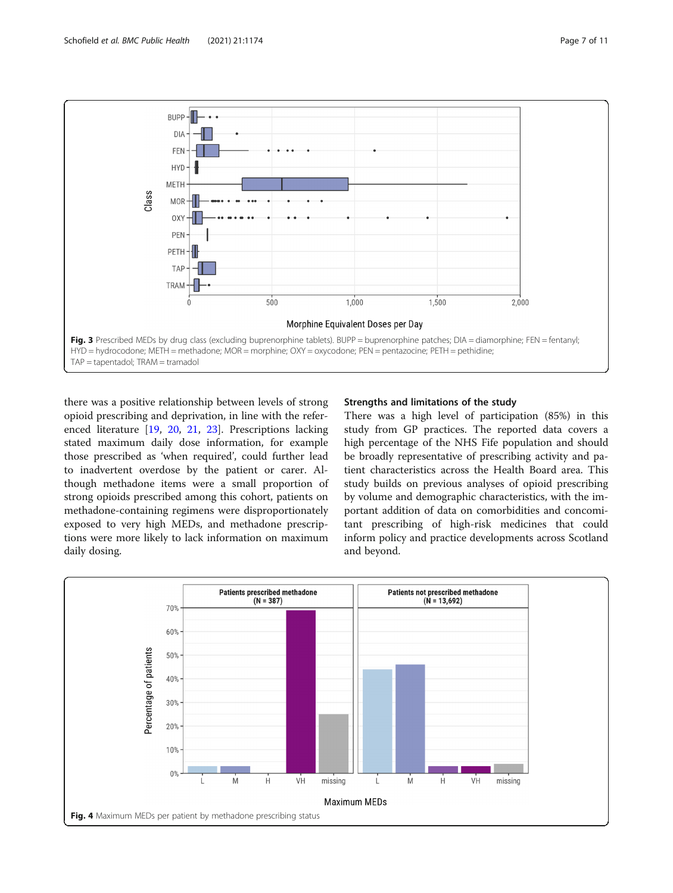Fig. 3 Prescribed MEDs by drug class (excluding buprenorphine tablets). BUPP = buprenorphine patches; DIA = diamorphine; FEN = fentanyl; HYD = hydrocodone; METH = methadone; MOR = morphine; OXY = oxycodone; PEN = pentazocine; PETH = pethidine; TAP = tapentadol; TRAM = tramadol

there was a positive relationship between levels of strong opioid prescribing and deprivation, in line with the referenced literature [19, 20, 21, 23]. Prescriptions lacking stated maximum daily dose information, for example those prescribed as 'when required', could further lead to inadvertent overdose by the patient or carer. Although methadone items were a small proportion of strong opioids prescribed among this cohort, patients on methadone-containing regimens were disproportionately exposed to very high MEDs, and methadone prescriptions were more likely to lack information on maximum daily dosing.

### Strengths and limitations of the study

There was a high level of participation (85%) in this study from GP practices. The reported data covers a high percentage of the NHS Fife population and should be broadly representative of prescribing activity and patient characteristics across the Health Board area. This study builds on previous analyses of opioid prescribing by volume and demographic characteristics, with the important addition of data on comorbidities and concomitant prescribing of high-risk medicines that could inform policy and practice developments across Scotland and beyond.

Fig. 4 Maximum MEDs per patient by methadone prescribing status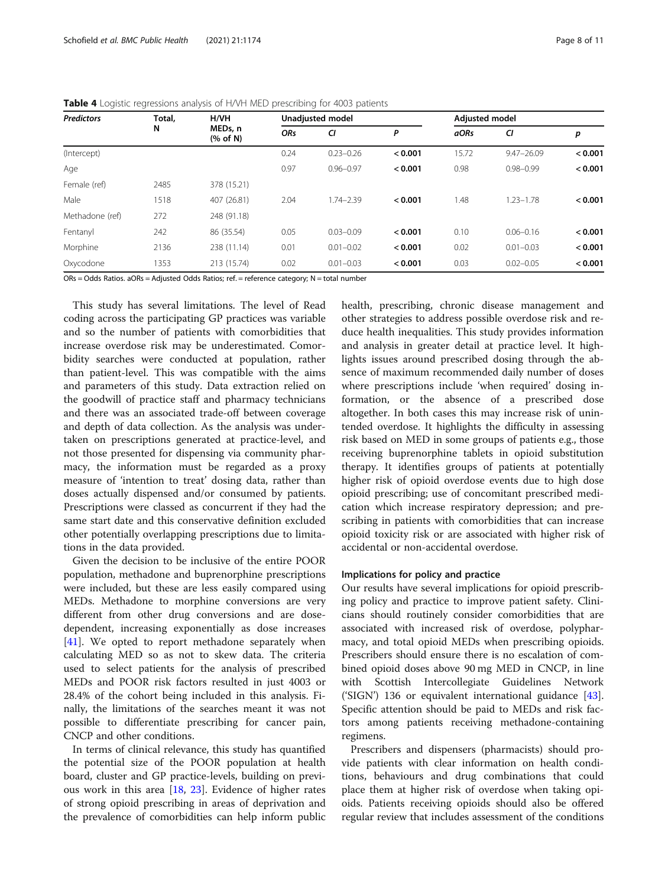**Table 4** Logistic regressions analysis of H/VH MED prescribing for 4003 patients

| *Predictors* | Total, N | H/VH MEDs, n (% of N) | Unadjusted model | | | Adjusted model | | |
|---|---|---|---|---|---|---|---|---|
| | | | *ORs* | *CI* | *P* | *aORs* | *CI* | *p* |
| (Intercept) | | | 0.24 | 0.23–0.26 | **< 0.001** | 15.72 | 9.47–26.09 | **< 0.001** |
| Age | | | 0.97 | 0.96–0.97 | **< 0.001** | 0.98 | 0.98–0.99 | **< 0.001** |
| Female (ref) | 2485 | 378 (15.21) | | | | | | |
| Male | 1518 | 407 (26.81) | 2.04 | 1.74–2.39 | **< 0.001** | 1.48 | 1.23–1.78 | **< 0.001** |
| Methadone (ref) | 272 | 248 (91.18) | | | | | | |
| Fentanyl | 242 | 86 (35.54) | 0.05 | 0.03–0.09 | **< 0.001** | 0.10 | 0.06–0.16 | **< 0.001** |
| Morphine | 2136 | 238 (11.14) | 0.01 | 0.01–0.02 | **< 0.001** | 0.02 | 0.01–0.03 | **< 0.001** |
| Oxycodone | 1353 | 213 (15.74) | 0.02 | 0.01–0.03 | **< 0.001** | 0.03 | 0.02–0.05 | **< 0.001** |

ORs = Odds Ratios. aORs = Adjusted Odds Ratios; ref. = reference category; N = total number

This study has several limitations. The level of Read coding across the participating GP practices was variable and so the number of patients with comorbidities that increase overdose risk may be underestimated. Comorbidity searches were conducted at population, rather than patient-level. This was compatible with the aims and parameters of this study. Data extraction relied on the goodwill of practice staff and pharmacy technicians and there was an associated trade-off between coverage and depth of data collection. As the analysis was undertaken on prescriptions generated at practice-level, and not those presented for dispensing via community pharmacy, the information must be regarded as a proxy measure of 'intention to treat' dosing data, rather than doses actually dispensed and/or consumed by patients. Prescriptions were classed as concurrent if they had the same start date and this conservative definition excluded other potentially overlapping prescriptions due to limitations in the data provided.

Given the decision to be inclusive of the entire POOR population, methadone and buprenorphine prescriptions were included, but these are less easily compared using MEDs. Methadone to morphine conversions are very different from other drug conversions and are dose-dependent, increasing exponentially as dose increases [41]. We opted to report methadone separately when calculating MED so as not to skew data. The criteria used to select patients for the analysis of prescribed MEDs and POOR risk factors resulted in just 4003 or 28.4% of the cohort being included in this analysis. Finally, the limitations of the searches meant it was not possible to differentiate prescribing for cancer pain, CNCP and other conditions.

In terms of clinical relevance, this study has quantified the potential size of the POOR population at health board, cluster and GP practice-levels, building on previous work in this area [18, 23]. Evidence of higher rates of strong opioid prescribing in areas of deprivation and the prevalence of comorbidities can help inform public health, prescribing, chronic disease management and other strategies to address possible overdose risk and reduce health inequalities. This study provides information and analysis in greater detail at practice level. It highlights issues around prescribed dosing through the absence of maximum recommended daily number of doses where prescriptions include 'when required' dosing information, or the absence of a prescribed dose altogether. In both cases this may increase risk of unintended overdose. It highlights the difficulty in assessing risk based on MED in some groups of patients e.g., those receiving buprenorphine tablets in opioid substitution therapy. It identifies groups of patients at potentially higher risk of opioid overdose events due to high dose opioid prescribing; use of concomitant prescribed medication which increase respiratory depression; and prescribing in patients with comorbidities that can increase opioid toxicity risk or are associated with higher risk of accidental or non-accidental overdose.

### Implications for policy and practice

Our results have several implications for opioid prescribing policy and practice to improve patient safety. Clinicians should routinely consider comorbidities that are associated with increased risk of overdose, polypharmacy, and total opioid MEDs when prescribing opioids. Prescribers should ensure there is no escalation of combined opioid doses above 90 mg MED in CNCP, in line with Scottish Intercollegiate Guidelines Network ('SIGN') 136 or equivalent international guidance [43]. Specific attention should be paid to MEDs and risk factors among patients receiving methadone-containing regimens.

Prescribers and dispensers (pharmacists) should provide patients with clear information on health conditions, behaviours and drug combinations that could place them at higher risk of overdose when taking opioids. Patients receiving opioids should also be offered regular review that includes assessment of the conditions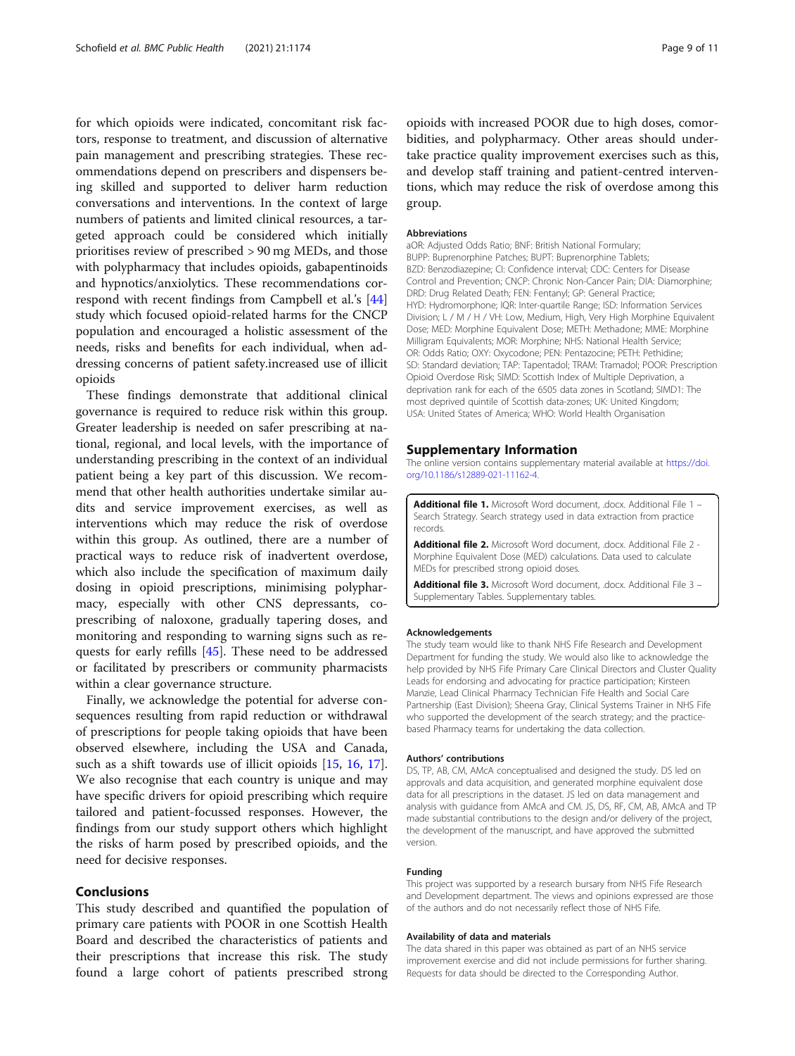for which opioids were indicated, concomitant risk factors, response to treatment, and discussion of alternative pain management and prescribing strategies. These recommendations depend on prescribers and dispensers being skilled and supported to deliver harm reduction conversations and interventions. In the context of large numbers of patients and limited clinical resources, a targeted approach could be considered which initially prioritises review of prescribed > 90 mg MEDs, and those with polypharmacy that includes opioids, gabapentinoids and hypnotics/anxiolytics. These recommendations correspond with recent findings from Campbell et al.'s [44] study which focused opioid-related harms for the CNCP population and encouraged a holistic assessment of the needs, risks and benefits for each individual, when addressing concerns of patient safety.increased use of illicit opioids

These findings demonstrate that additional clinical governance is required to reduce risk within this group. Greater leadership is needed on safer prescribing at national, regional, and local levels, with the importance of understanding prescribing in the context of an individual patient being a key part of this discussion. We recommend that other health authorities undertake similar audits and service improvement exercises, as well as interventions which may reduce the risk of overdose within this group. As outlined, there are a number of practical ways to reduce risk of inadvertent overdose, which also include the specification of maximum daily dosing in opioid prescriptions, minimising polypharmacy, especially with other CNS depressants, co-prescribing of naloxone, gradually tapering doses, and monitoring and responding to warning signs such as requests for early refills [45]. These need to be addressed or facilitated by prescribers or community pharmacists within a clear governance structure.

Finally, we acknowledge the potential for adverse consequences resulting from rapid reduction or withdrawal of prescriptions for people taking opioids that have been observed elsewhere, including the USA and Canada, such as a shift towards use of illicit opioids [15, 16, 17]. We also recognise that each country is unique and may have specific drivers for opioid prescribing which require tailored and patient-focussed responses. However, the findings from our study support others which highlight the risks of harm posed by prescribed opioids, and the need for decisive responses.

## Conclusions

This study described and quantified the population of primary care patients with POOR in one Scottish Health Board and described the characteristics of patients and their prescriptions that increase this risk. The study found a large cohort of patients prescribed strong opioids with increased POOR due to high doses, comorbidities, and polypharmacy. Other areas should undertake practice quality improvement exercises such as this, and develop staff training and patient-centred interventions, which may reduce the risk of overdose among this group.

#### Abbreviations

aOR: Adjusted Odds Ratio; BNF: British National Formulary; BUPP: Buprenorphine Patches; BUPT: Buprenorphine Tablets; BZD: Benzodiazepine; CI: Confidence interval; CDC: Centers for Disease Control and Prevention; CNCP: Chronic Non-Cancer Pain; DIA: Diamorphine; DRD: Drug Related Death; FEN: Fentanyl; GP: General Practice; HYD: Hydromorphone; IQR: Inter-quartile Range; ISD: Information Services Division; L / M / H / VH: Low, Medium, High, Very High Morphine Equivalent Dose; MED: Morphine Equivalent Dose; METH: Methadone; MME: Morphine Milligram Equivalents; MOR: Morphine; NHS: National Health Service; OR: Odds Ratio; OXY: Oxycodone; PEN: Pentazocine; PETH: Pethidine; SD: Standard deviation; TAP: Tapentadol; TRAM: Tramadol; POOR: Prescription Opioid Overdose Risk; SIMD: Scottish Index of Multiple Deprivation, a deprivation rank for each of the 6505 data zones in Scotland; SIMD1: The most deprived quintile of Scottish data-zones; UK: United Kingdom; USA: United States of America; WHO: World Health Organisation

## Supplementary Information

The online version contains supplementary material available at https://doi.org/10.1186/s12889-021-11162-4.

**Additional file 1.** Microsoft Word document, .docx. Additional File 1 – Search Strategy. Search strategy used in data extraction from practice records.

**Additional file 2.** Microsoft Word document, .docx. Additional File 2 - Morphine Equivalent Dose (MED) calculations. Data used to calculate MEDs for prescribed strong opioid doses.

**Additional file 3.** Microsoft Word document, .docx. Additional File 3 – Supplementary Tables. Supplementary tables.

#### Acknowledgements

The study team would like to thank NHS Fife Research and Development Department for funding the study. We would also like to acknowledge the help provided by NHS Fife Primary Care Clinical Directors and Cluster Quality Leads for endorsing and advocating for practice participation; Kirsteen Manzie, Lead Clinical Pharmacy Technician Fife Health and Social Care Partnership (East Division); Sheena Gray, Clinical Systems Trainer in NHS Fife who supported the development of the search strategy; and the practice-based Pharmacy teams for undertaking the data collection.

#### Authors' contributions

DS, TP, AB, CM, AMcA conceptualised and designed the study. DS led on approvals and data acquisition, and generated morphine equivalent dose data for all prescriptions in the dataset. JS led on data management and analysis with guidance from AMcA and CM. JS, DS, RF, CM, AB, AMcA and TP made substantial contributions to the design and/or delivery of the project, the development of the manuscript, and have approved the submitted version.

#### Funding

This project was supported by a research bursary from NHS Fife Research and Development department. The views and opinions expressed are those of the authors and do not necessarily reflect those of NHS Fife.

#### Availability of data and materials

The data shared in this paper was obtained as part of an NHS service improvement exercise and did not include permissions for further sharing. Requests for data should be directed to the Corresponding Author.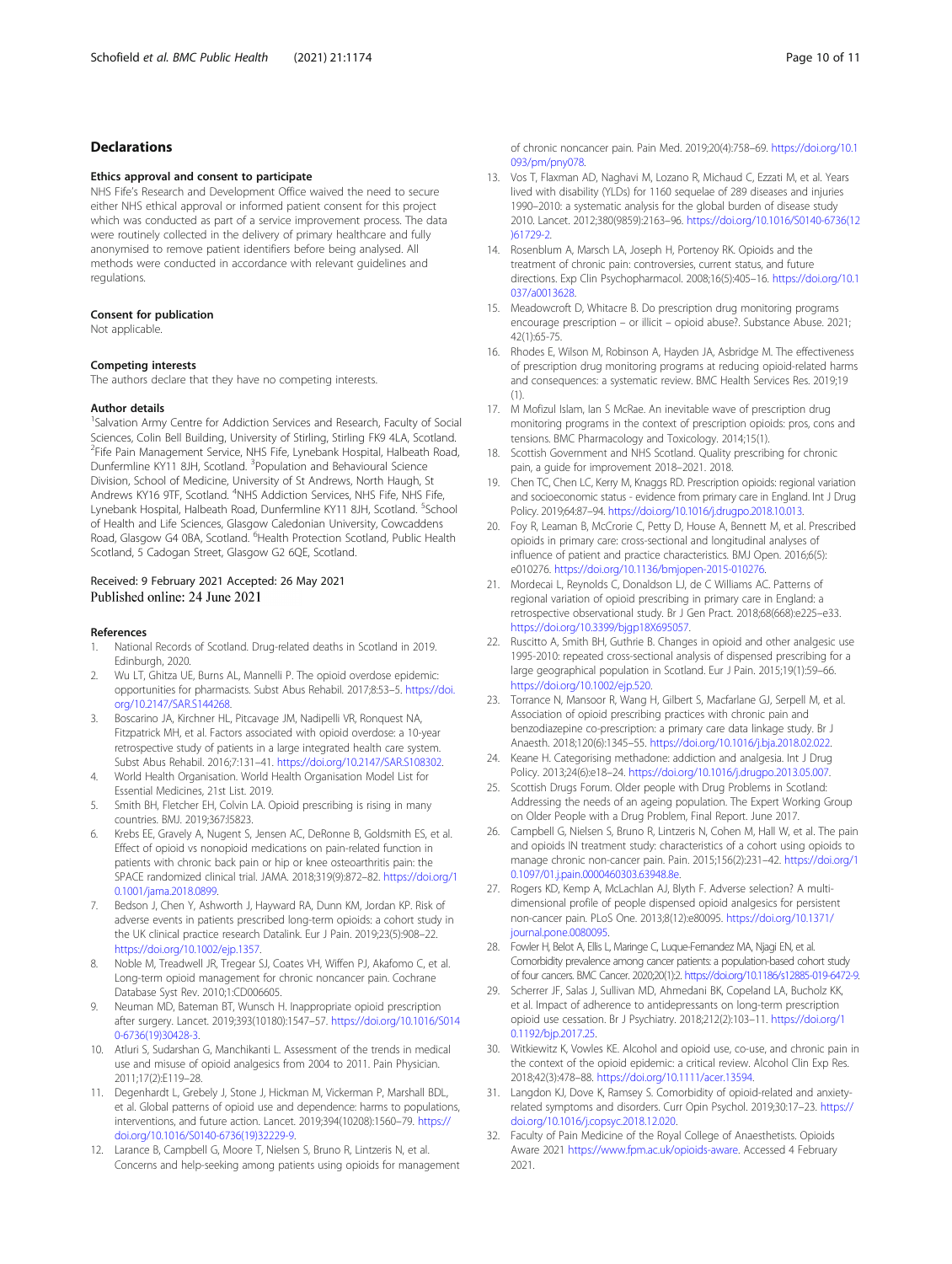## Declarations

### Ethics approval and consent to participate

NHS Fife's Research and Development Office waived the need to secure either NHS ethical approval or informed patient consent for this project which was conducted as part of a service improvement process. The data were routinely collected in the delivery of primary healthcare and fully anonymised to remove patient identifiers before being analysed. All methods were conducted in accordance with relevant guidelines and regulations.

### Consent for publication

Not applicable.

### Competing interests

The authors declare that they have no competing interests.

### Author details

[1]Salvation Army Centre for Addiction Services and Research, Faculty of Social Sciences, Colin Bell Building, University of Stirling, Stirling FK9 4LA, Scotland. [2]Fife Pain Management Service, NHS Fife, Lynebank Hospital, Halbeath Road, Dunfermline KY11 8JH, Scotland. [3]Population and Behavioural Science Division, School of Medicine, University of St Andrews, North Haugh, St Andrews KY16 9TF, Scotland. [4]NHS Addiction Services, NHS Fife, NHS Fife, Lynebank Hospital, Halbeath Road, Dunfermline KY11 8JH, Scotland. [5]School of Health and Life Sciences, Glasgow Caledonian University, Cowcaddens Road, Glasgow G4 0BA, Scotland. [6]Health Protection Scotland, Public Health Scotland, 5 Cadogan Street, Glasgow G2 6QE, Scotland.

Received: 9 February 2021 Accepted: 26 May 2021
Published online: 24 June 2021

### References

1. National Records of Scotland. Drug-related deaths in Scotland in 2019. Edinburgh, 2020.
2. Wu LT, Ghitza UE, Burns AL, Mannelli P. The opioid overdose epidemic: opportunities for pharmacists. Subst Abus Rehabil. 2017;8:53–5. https://doi.org/10.2147/SAR.S144268.
3. Boscarino JA, Kirchner HL, Pitcavage JM, Nadipelli VR, Ronquest NA, Fitzpatrick MH, et al. Factors associated with opioid overdose: a 10-year retrospective study of patients in a large integrated health care system. Subst Abus Rehabil. 2016;7:131–41. https://doi.org/10.2147/SAR.S108302.
4. World Health Organisation. World Health Organisation Model List for Essential Medicines, 21st List. 2019.
5. Smith BH, Fletcher EH, Colvin LA. Opioid prescribing is rising in many countries. BMJ. 2019;367:l5823.
6. Krebs EE, Gravely A, Nugent S, Jensen AC, DeRonne B, Goldsmith ES, et al. Effect of opioid vs nonopioid medications on pain-related function in patients with chronic back pain or hip or knee osteoarthritis pain: the SPACE randomized clinical trial. JAMA. 2018;319(9):872–82. https://doi.org/10.1001/jama.2018.0899.
7. Bedson J, Chen Y, Ashworth J, Hayward RA, Dunn KM, Jordan KP. Risk of adverse events in patients prescribed long-term opioids: a cohort study in the UK clinical practice research Datalink. Eur J Pain. 2019;23(5):908–22. https://doi.org/10.1002/ejp.1357.
8. Noble M, Treadwell JR, Tregear SJ, Coates VH, Wiffen PJ, Akafomo C, et al. Long-term opioid management for chronic noncancer pain. Cochrane Database Syst Rev. 2010;1:CD006605.
9. Neuman MD, Bateman BT, Wunsch H. Inappropriate opioid prescription after surgery. Lancet. 2019;393(10180):1547–57. https://doi.org/10.1016/S0140-6736(19)30428-3.
10. Atluri S, Sudarshan G, Manchikanti L. Assessment of the trends in medical use and misuse of opioid analgesics from 2004 to 2011. Pain Physician. 2011;17(2):E119–28.
11. Degenhardt L, Grebely J, Stone J, Hickman M, Vickerman P, Marshall BDL, et al. Global patterns of opioid use and dependence: harms to populations, interventions, and future action. Lancet. 2019;394(10208):1560–79. https://doi.org/10.1016/S0140-6736(19)32229-9.
12. Larance B, Campbell G, Moore T, Nielsen S, Bruno R, Lintzeris N, et al. Concerns and help-seeking among patients using opioids for management of chronic noncancer pain. Pain Med. 2019;20(4):758–69. https://doi.org/10.1093/pm/pny078.
13. Vos T, Flaxman AD, Naghavi M, Lozano R, Michaud C, Ezzati M, et al. Years lived with disability (YLDs) for 1160 sequelae of 289 diseases and injuries 1990–2010: a systematic analysis for the global burden of disease study 2010. Lancet. 2012;380(9859):2163–96. https://doi.org/10.1016/S0140-6736(12)61729-2.
14. Rosenblum A, Marsch LA, Joseph H, Portenoy RK. Opioids and the treatment of chronic pain: controversies, current status, and future directions. Exp Clin Psychopharmacol. 2008;16(5):405–16. https://doi.org/10.1037/a0013628.
15. Meadowcroft D, Whitacre B. Do prescription drug monitoring programs encourage prescription – or illicit – opioid abuse?. Substance Abuse. 2021; 42(1):65-75.
16. Rhodes E, Wilson M, Robinson A, Hayden JA, Asbridge M. The effectiveness of prescription drug monitoring programs at reducing opioid-related harms and consequences: a systematic review. BMC Health Services Res. 2019;19 (1).
17. M Mofizul Islam, Ian S McRae. An inevitable wave of prescription drug monitoring programs in the context of prescription opioids: pros, cons and tensions. BMC Pharmacology and Toxicology. 2014;15(1).
18. Scottish Government and NHS Scotland. Quality prescribing for chronic pain, a guide for improvement 2018–2021. 2018.
19. Chen TC, Chen LC, Kerry M, Knaggs RD. Prescription opioids: regional variation and socioeconomic status - evidence from primary care in England. Int J Drug Policy. 2019;64:87–94. https://doi.org/10.1016/j.drugpo.2018.10.013.
20. Foy R, Leaman B, McCrorie C, Petty D, House A, Bennett M, et al. Prescribed opioids in primary care: cross-sectional and longitudinal analyses of influence of patient and practice characteristics. BMJ Open. 2016;6(5): e010276. https://doi.org/10.1136/bmjopen-2015-010276.
21. Mordecai L, Reynolds C, Donaldson LJ, de C Williams AC. Patterns of regional variation of opioid prescribing in primary care in England: a retrospective observational study. Br J Gen Pract. 2018;68(668):e225–e33. https://doi.org/10.3399/bjgp18X695057.
22. Ruscitto A, Smith BH, Guthrie B. Changes in opioid and other analgesic use 1995-2010: repeated cross-sectional analysis of dispensed prescribing for a large geographical population in Scotland. Eur J Pain. 2015;19(1):59–66. https://doi.org/10.1002/ejp.520.
23. Torrance N, Mansoor R, Wang H, Gilbert S, Macfarlane GJ, Serpell M, et al. Association of opioid prescribing practices with chronic pain and benzodiazepine co-prescription: a primary care data linkage study. Br J Anaesth. 2018;120(6):1345–55. https://doi.org/10.1016/j.bja.2018.02.022.
24. Keane H. Categorising methadone: addiction and analgesia. Int J Drug Policy. 2013;24(6):e18–24. https://doi.org/10.1016/j.drugpo.2013.05.007.
25. Scottish Drugs Forum. Older people with Drug Problems in Scotland: Addressing the needs of an ageing population. The Expert Working Group on Older People with a Drug Problem, Final Report. June 2017.
26. Campbell G, Nielsen S, Bruno R, Lintzeris N, Cohen M, Hall W, et al. The pain and opioids IN treatment study: characteristics of a cohort using opioids to manage chronic non-cancer pain. Pain. 2015;156(2):231–42. https://doi.org/10.1097/01.j.pain.0000460303.63948.8e.
27. Rogers KD, Kemp A, McLachlan AJ, Blyth F. Adverse selection? A multi-dimensional profile of people dispensed opioid analgesics for persistent non-cancer pain. PLoS One. 2013;8(12):e80095. https://doi.org/10.1371/journal.pone.0080095.
28. Fowler H, Belot A, Ellis L, Maringe C, Luque-Fernandez MA, Njagi EN, et al. Comorbidity prevalence among cancer patients: a population-based cohort study of four cancers. BMC Cancer. 2020;20(1):2. https://doi.org/10.1186/s12885-019-6472-9.
29. Scherrer JF, Salas J, Sullivan MD, Ahmedani BK, Copeland LA, Bucholz KK, et al. Impact of adherence to antidepressants on long-term prescription opioid use cessation. Br J Psychiatry. 2018;212(2):103–11. https://doi.org/10.1192/bjp.2017.25.
30. Witkiewitz K, Vowles KE. Alcohol and opioid use, co-use, and chronic pain in the context of the opioid epidemic: a critical review. Alcohol Clin Exp Res. 2018;42(3):478–88. https://doi.org/10.1111/acer.13594.
31. Langdon KJ, Dove K, Ramsey S. Comorbidity of opioid-related and anxiety-related symptoms and disorders. Curr Opin Psychol. 2019;30:17–23. https://doi.org/10.1016/j.copsyc.2018.12.020.
32. Faculty of Pain Medicine of the Royal College of Anaesthetists. Opioids Aware 2021 https://www.fpm.ac.uk/opioids-aware. Accessed 4 February 2021.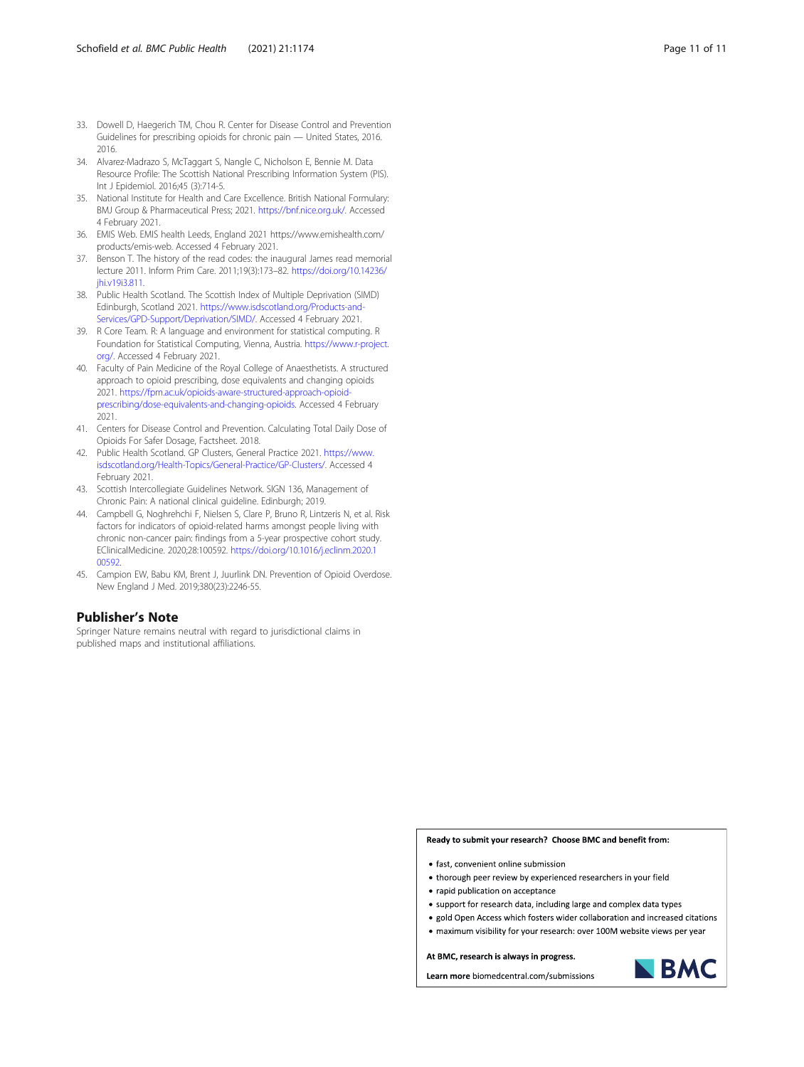33. Dowell D, Haegerich TM, Chou R. Center for Disease Control and Prevention Guidelines for prescribing opioids for chronic pain — United States, 2016. 2016.
34. Alvarez-Madrazo S, McTaggart S, Nangle C, Nicholson E, Bennie M. Data Resource Profile: The Scottish National Prescribing Information System (PIS). Int J Epidemiol. 2016;45 (3):714-5.
35. National Institute for Health and Care Excellence. British National Formulary: BMJ Group & Pharmaceutical Press; 2021. https://bnf.nice.org.uk/. Accessed 4 February 2021.
36. EMIS Web. EMIS health Leeds, England 2021 https://www.emishealth.com/products/emis-web. Accessed 4 February 2021.
37. Benson T. The history of the read codes: the inaugural James read memorial lecture 2011. Inform Prim Care. 2011;19(3):173–82. https://doi.org/10.14236/jhi.v19i3.811.
38. Public Health Scotland. The Scottish Index of Multiple Deprivation (SIMD) Edinburgh, Scotland 2021. https://www.isdscotland.org/Products-and-Services/GPD-Support/Deprivation/SIMD/. Accessed 4 February 2021.
39. R Core Team. R: A language and environment for statistical computing. R Foundation for Statistical Computing, Vienna, Austria. https://www.r-project.org/. Accessed 4 February 2021.
40. Faculty of Pain Medicine of the Royal College of Anaesthetists. A structured approach to opioid prescribing, dose equivalents and changing opioids 2021. https://fpm.ac.uk/opioids-aware-structured-approach-opioid-prescribing/dose-equivalents-and-changing-opioids. Accessed 4 February 2021.
41. Centers for Disease Control and Prevention. Calculating Total Daily Dose of Opioids For Safer Dosage, Factsheet. 2018.
42. Public Health Scotland. GP Clusters, General Practice 2021. https://www.isdscotland.org/Health-Topics/General-Practice/GP-Clusters/. Accessed 4 February 2021.
43. Scottish Intercollegiate Guidelines Network. SIGN 136, Management of Chronic Pain: A national clinical guideline. Edinburgh; 2019.
44. Campbell G, Noghrehchi F, Nielsen S, Clare P, Bruno R, Lintzeris N, et al. Risk factors for indicators of opioid-related harms amongst people living with chronic non-cancer pain: findings from a 5-year prospective cohort study. EClinicalMedicine. 2020;28:100592. https://doi.org/10.1016/j.eclinm.2020.100592.
45. Campion EW, Babu KM, Brent J, Juurlink DN. Prevention of Opioid Overdose. New England J Med. 2019;380(23):2246-55.

## Publisher's Note

Springer Nature remains neutral with regard to jurisdictional claims in published maps and institutional affiliations.

**Ready to submit your research? Choose BMC and benefit from:**

- fast, convenient online submission
- thorough peer review by experienced researchers in your field
- rapid publication on acceptance
- support for research data, including large and complex data types
- gold Open Access which fosters wider collaboration and increased citations
- maximum visibility for your research: over 100M website views per year

**At BMC, research is always in progress.**

**Learn more** biomedcentral.com/submissions